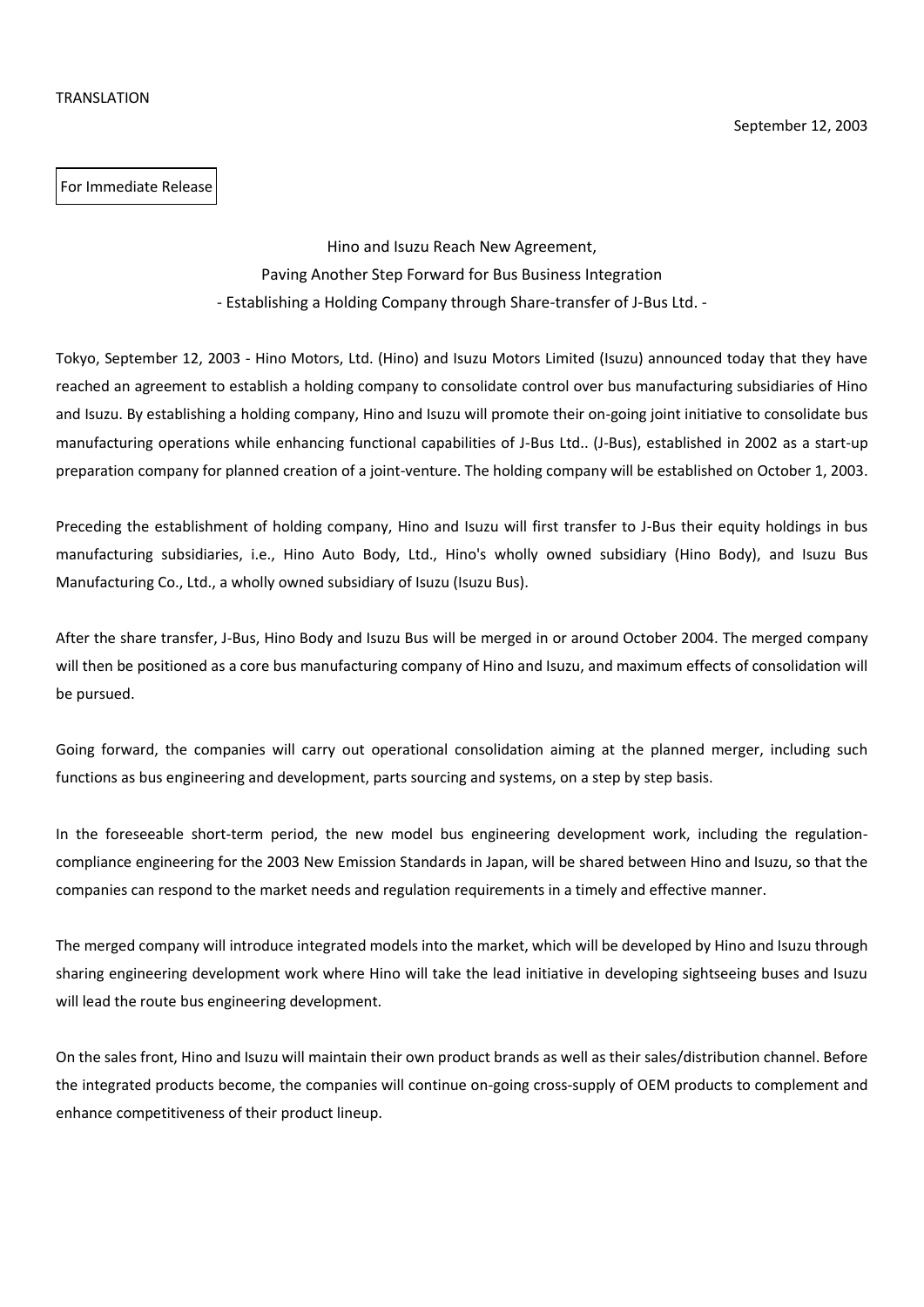TRANSLATION

September 12, 2003

For Immediate Release

# Hino and Isuzu Reach New Agreement, Paving Another Step Forward for Bus Business Integration

## - Establishing a Holding Company through Share-transfer of J-Bus Ltd. -

Tokyo, September 12, 2003 - Hino Motors, Ltd. (Hino) and Isuzu Motors Limited (Isuzu) announced today that they have reached an agreement to establish a holding company to consolidate control over bus manufacturing subsidiaries of Hino and Isuzu. By establishing a holding company, Hino and Isuzu will promote their on-going joint initiative to consolidate bus manufacturing operations while enhancing functional capabilities of J-Bus Ltd.. (J-Bus), established in 2002 as a start-up preparation company for planned creation of a joint-venture. The holding company will be established on October 1, 2003.

Preceding the establishment of holding company, Hino and Isuzu will first transfer to J-Bus their equity holdings in bus manufacturing subsidiaries, i.e., Hino Auto Body, Ltd., Hino's wholly owned subsidiary (Hino Body), and Isuzu Bus Manufacturing Co., Ltd., a wholly owned subsidiary of Isuzu (Isuzu Bus).

After the share transfer, J-Bus, Hino Body and Isuzu Bus will be merged in or around October 2004. The merged company will then be positioned as a core bus manufacturing company of Hino and Isuzu, and maximum effects of consolidation will be pursued.

Going forward, the companies will carry out operational consolidation aiming at the planned merger, including such functions as bus engineering and development, parts sourcing and systems, on a step by step basis.

In the foreseeable short-term period, the new model bus engineering development work, including the regulation-compliance engineering for the 2003 New Emission Standards in Japan, will be shared between Hino and Isuzu, so that the companies can respond to the market needs and regulation requirements in a timely and effective manner.

The merged company will introduce integrated models into the market, which will be developed by Hino and Isuzu through sharing engineering development work where Hino will take the lead initiative in developing sightseeing buses and Isuzu will lead the route bus engineering development.

On the sales front, Hino and Isuzu will maintain their own product brands as well as their sales/distribution channel. Before the integrated products become, the companies will continue on-going cross-supply of OEM products to complement and enhance competitiveness of their product lineup.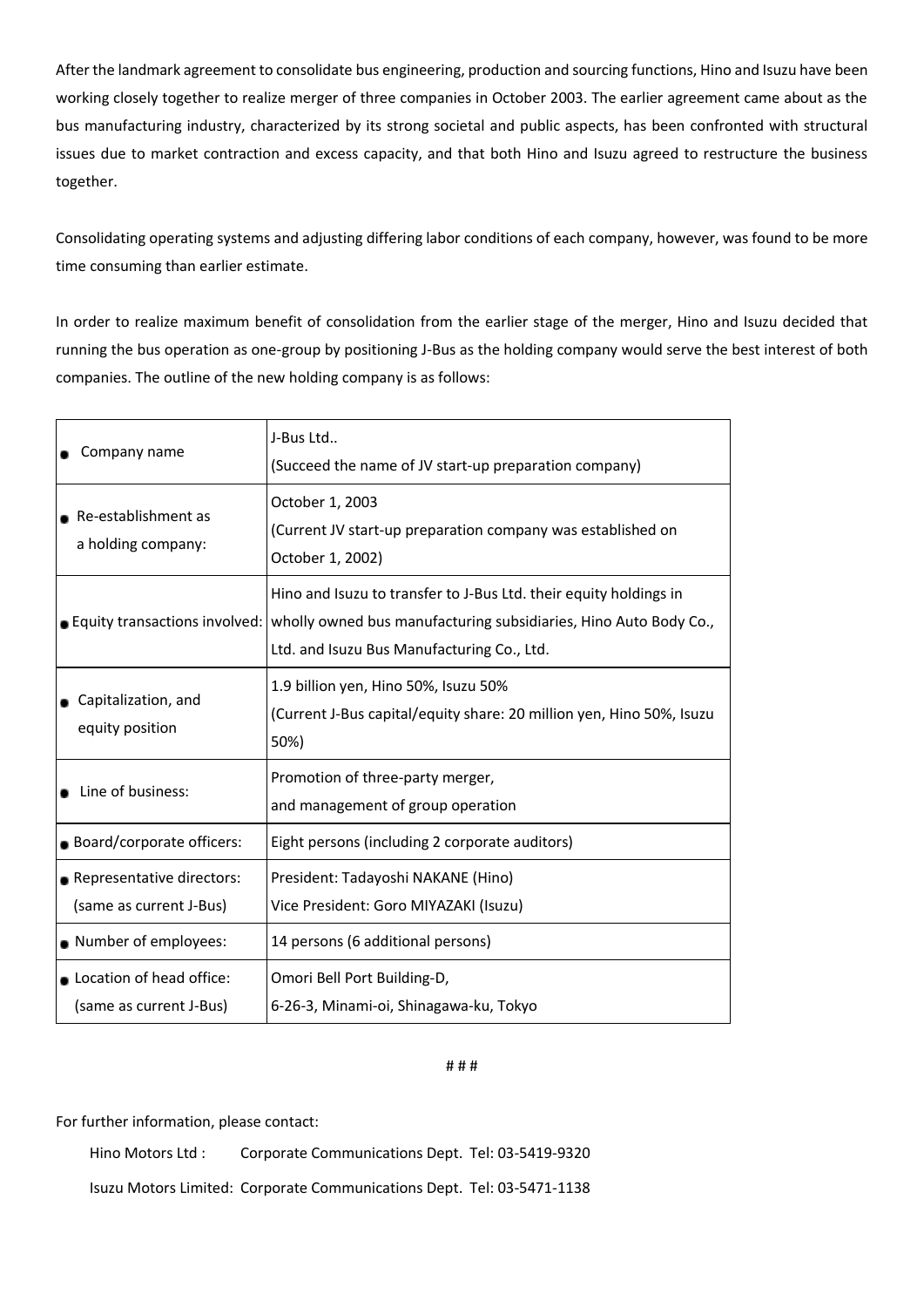After the landmark agreement to consolidate bus engineering, production and sourcing functions, Hino and Isuzu have been working closely together to realize merger of three companies in October 2003. The earlier agreement came about as the bus manufacturing industry, characterized by its strong societal and public aspects, has been confronted with structural issues due to market contraction and excess capacity, and that both Hino and Isuzu agreed to restructure the business together.

Consolidating operating systems and adjusting differing labor conditions of each company, however, was found to be more time consuming than earlier estimate.

In order to realize maximum benefit of consolidation from the earlier stage of the merger, Hino and Isuzu decided that running the bus operation as one-group by positioning J-Bus as the holding company would serve the best interest of both companies. The outline of the new holding company is as follows:

| | |
|---|---|
| ● Company name | J-Bus Ltd..<br>(Succeed the name of JV start-up preparation company) |
| ● Re-establishment as a holding company: | October 1, 2003<br>(Current JV start-up preparation company was established on October 1, 2002) |
| ● Equity transactions involved: | Hino and Isuzu to transfer to J-Bus Ltd. their equity holdings in wholly owned bus manufacturing subsidiaries, Hino Auto Body Co., Ltd. and Isuzu Bus Manufacturing Co., Ltd. |
| ● Capitalization, and equity position | 1.9 billion yen, Hino 50%, Isuzu 50%<br>(Current J-Bus capital/equity share: 20 million yen, Hino 50%, Isuzu 50%) |
| ● Line of business: | Promotion of three-party merger,<br>and management of group operation |
| ● Board/corporate officers: | Eight persons (including 2 corporate auditors) |
| ● Representative directors: (same as current J-Bus) | President: Tadayoshi NAKANE (Hino)<br>Vice President: Goro MIYAZAKI (Isuzu) |
| ● Number of employees: | 14 persons (6 additional persons) |
| ● Location of head office: (same as current J-Bus) | Omori Bell Port Building-D,<br>6-26-3, Minami-oi, Shinagawa-ku, Tokyo |

# # #

For further information, please contact:

Hino Motors Ltd : Corporate Communications Dept. Tel: 03-5419-9320

Isuzu Motors Limited: Corporate Communications Dept. Tel: 03-5471-1138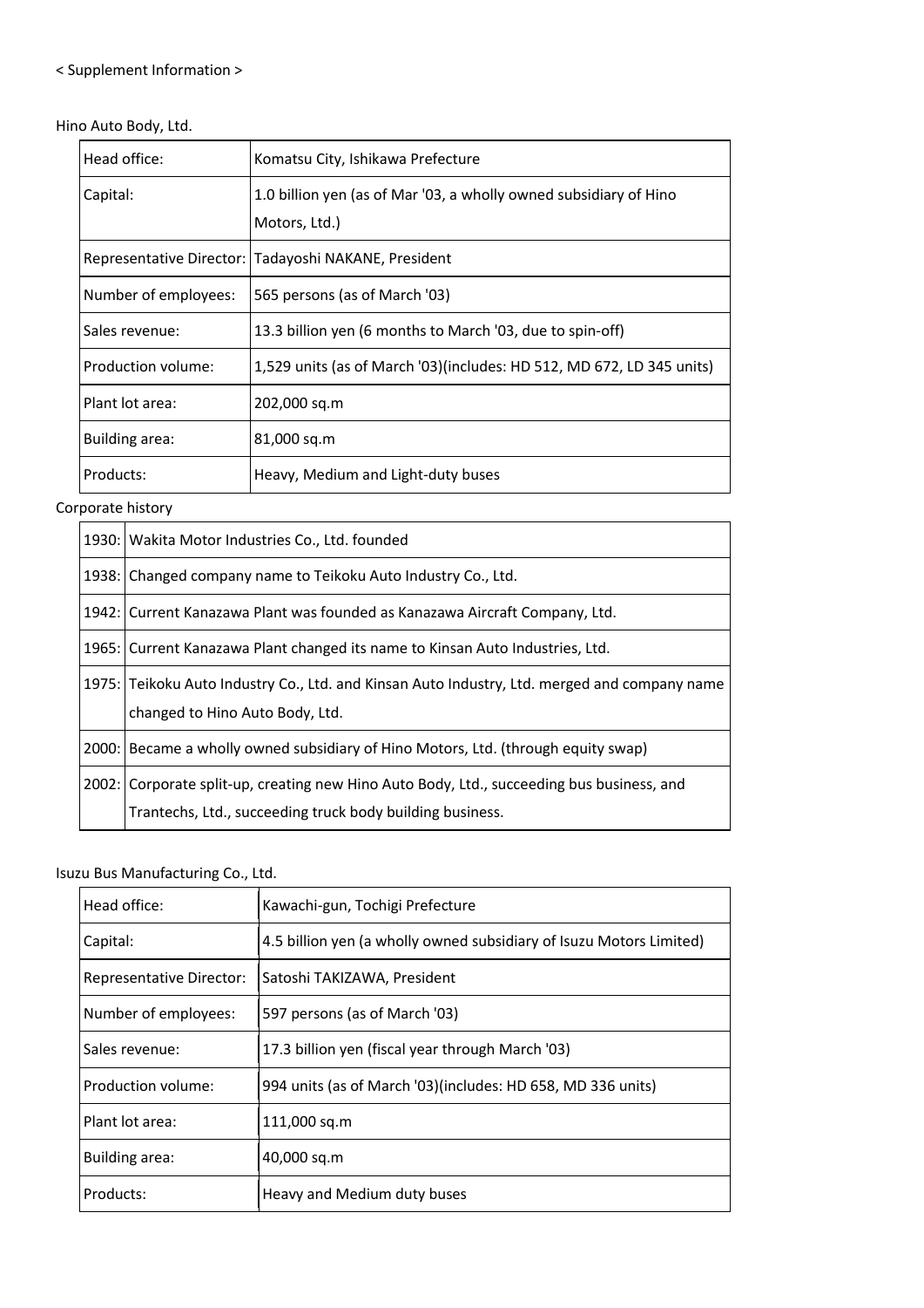< Supplement Information >

Hino Auto Body, Ltd.

| | |
|---|---|
| Head office: | Komatsu City, Ishikawa Prefecture |
| Capital: | 1.0 billion yen (as of Mar '03, a wholly owned subsidiary of Hino Motors, Ltd.) |
| Representative Director: | Tadayoshi NAKANE, President |
| Number of employees: | 565 persons (as of March '03) |
| Sales revenue: | 13.3 billion yen (6 months to March '03, due to spin-off) |
| Production volume: | 1,529 units (as of March '03)(includes: HD 512, MD 672, LD 345 units) |
| Plant lot area: | 202,000 sq.m |
| Building area: | 81,000 sq.m |
| Products: | Heavy, Medium and Light-duty buses |

Corporate history

| | |
|---|---|
| 1930: | Wakita Motor Industries Co., Ltd. founded |
| 1938: | Changed company name to Teikoku Auto Industry Co., Ltd. |
| 1942: | Current Kanazawa Plant was founded as Kanazawa Aircraft Company, Ltd. |
| 1965: | Current Kanazawa Plant changed its name to Kinsan Auto Industries, Ltd. |
| 1975: | Teikoku Auto Industry Co., Ltd. and Kinsan Auto Industry, Ltd. merged and company name changed to Hino Auto Body, Ltd. |
| 2000: | Became a wholly owned subsidiary of Hino Motors, Ltd. (through equity swap) |
| 2002: | Corporate split-up, creating new Hino Auto Body, Ltd., succeeding bus business, and Trantechs, Ltd., succeeding truck body building business. |

Isuzu Bus Manufacturing Co., Ltd.

| | |
|---|---|
| Head office: | Kawachi-gun, Tochigi Prefecture |
| Capital: | 4.5 billion yen (a wholly owned subsidiary of Isuzu Motors Limited) |
| Representative Director: | Satoshi TAKIZAWA, President |
| Number of employees: | 597 persons (as of March '03) |
| Sales revenue: | 17.3 billion yen (fiscal year through March '03) |
| Production volume: | 994 units (as of March '03)(includes: HD 658, MD 336 units) |
| Plant lot area: | 111,000 sq.m |
| Building area: | 40,000 sq.m |
| Products: | Heavy and Medium duty buses |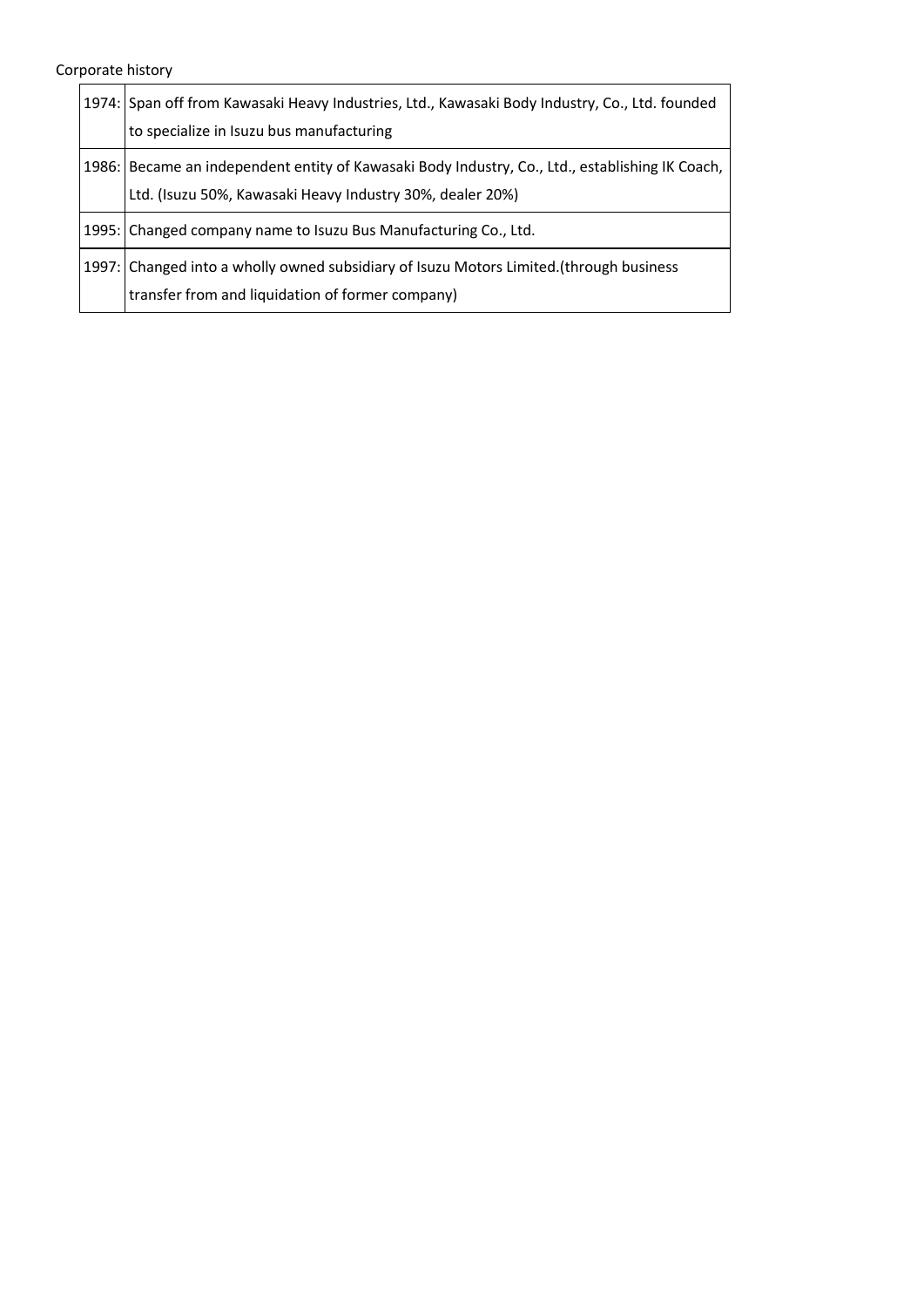Corporate history

| | |
|---|---|
| 1974: | Span off from Kawasaki Heavy Industries, Ltd., Kawasaki Body Industry, Co., Ltd. founded to specialize in Isuzu bus manufacturing |
| 1986: | Became an independent entity of Kawasaki Body Industry, Co., Ltd., establishing IK Coach, Ltd. (Isuzu 50%, Kawasaki Heavy Industry 30%, dealer 20%) |
| 1995: | Changed company name to Isuzu Bus Manufacturing Co., Ltd. |
| 1997: | Changed into a wholly owned subsidiary of Isuzu Motors Limited.(through business transfer from and liquidation of former company) |